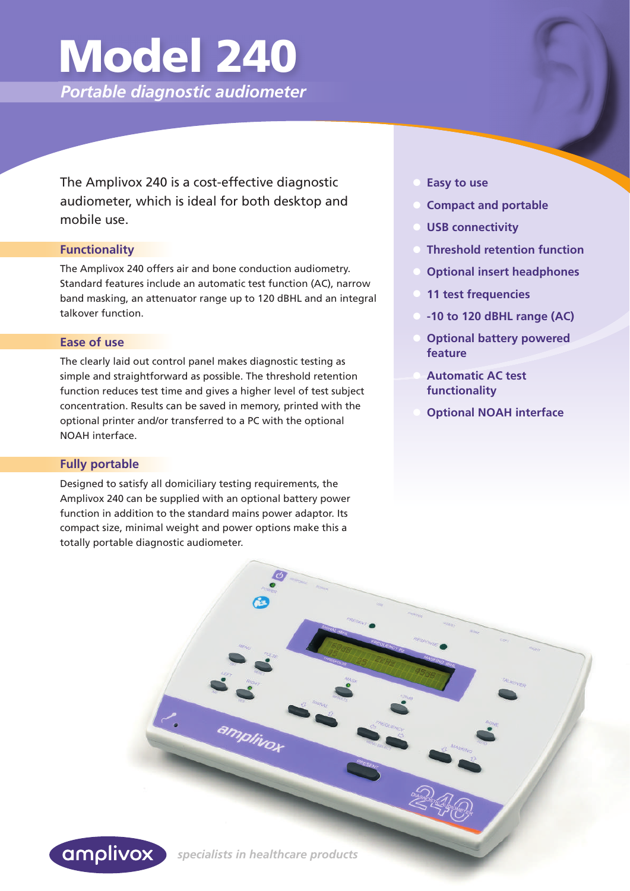# Model 240

*Portable diagnostic audiometer*

The Amplivox 240 is a cost-effective diagnostic audiometer, which is ideal for both desktop and mobile use.

## Functionality

The Amplivox 240 offers air and bone conduction audiometry. Standard features include an automatic test function (AC), narrow band masking, an attenuator range up to 120 dBHL and an integral talkover function.

## Ease of use

The clearly laid out control panel makes diagnostic testing as simple and straightforward as possible. The threshold retention function reduces test time and gives a higher level of test subject concentration. Results can be saved in memory, printed with the optional printer and/or transferred to a PC with the optional NOAH interface.

## Fully portable

Designed to satisfy all domiciliary testing requirements, the Amplivox 240 can be supplied with an optional battery power function in addition to the standard mains power adaptor. Its compact size, minimal weight and power options make this a totally portable diagnostic audiometer.

- **Easy to use**
- **Compact and portable**
- **USB connectivity**
- **Threshold retention function**
- **Optional insert headphones**
- **11 test frequencies**
- **-10 to 120 dBHL range (AC)**
- **Optional battery powered feature**
- **Automatic AC test functionality**
- **Optional NOAH interface**

amplivox *specialists in healthcare products*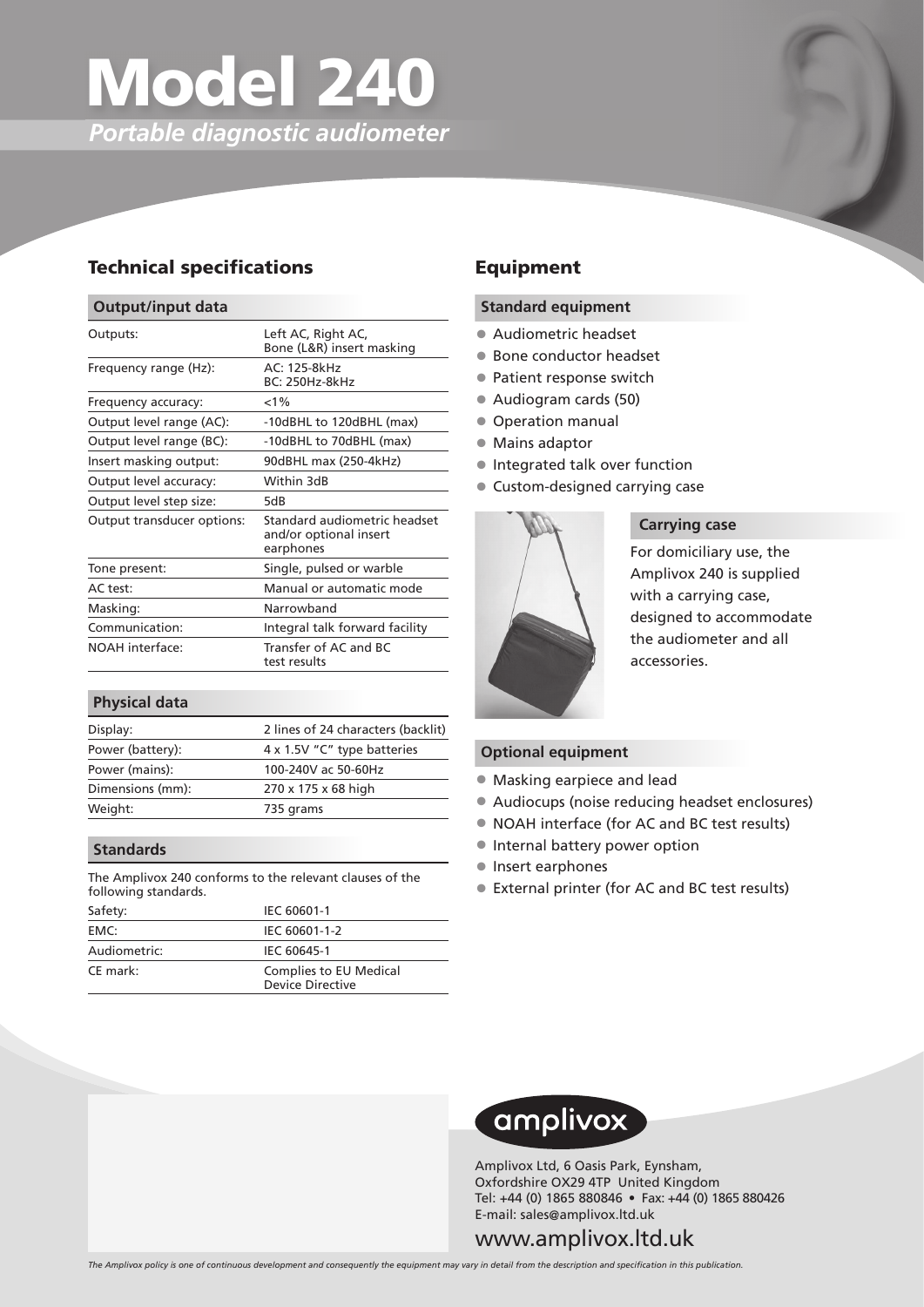# Model 240

*Portable diagnostic audiometer*

## Technical specifications

### Output/input data

| | |
|---|---|
| Outputs: | Left AC, Right AC, Bone (L&R) insert masking |
| Frequency range (Hz): | AC: 125-8kHz BC: 250Hz-8kHz |
| Frequency accuracy: | <1% |
| Output level range (AC): | -10dBHL to 120dBHL (max) |
| Output level range (BC): | -10dBHL to 70dBHL (max) |
| Insert masking output: | 90dBHL max (250-4kHz) |
| Output level accuracy: | Within 3dB |
| Output level step size: | 5dB |
| Output transducer options: | Standard audiometric headset and/or optional insert earphones |
| Tone present: | Single, pulsed or warble |
| AC test: | Manual or automatic mode |
| Masking: | Narrowband |
| Communication: | Integral talk forward facility |
| NOAH interface: | Transfer of AC and BC test results |

### Physical data

| | |
|---|---|
| Display: | 2 lines of 24 characters (backlit) |
| Power (battery): | 4 x 1.5V "C" type batteries |
| Power (mains): | 100-240V ac 50-60Hz |
| Dimensions (mm): | 270 x 175 x 68 high |
| Weight: | 735 grams |

### Standards

The Amplivox 240 conforms to the relevant clauses of the following standards.

| | |
|---|---|
| Safety: | IEC 60601-1 |
| EMC: | IEC 60601-1-2 |
| Audiometric: | IEC 60645-1 |
| CE mark: | Complies to EU Medical Device Directive |

## Equipment

### Standard equipment

- Audiometric headset
- Bone conductor headset
- Patient response switch
- Audiogram cards (50)
- Operation manual
- Mains adaptor
- Integrated talk over function
- Custom-designed carrying case

### Carrying case

For domiciliary use, the Amplivox 240 is supplied with a carrying case, designed to accommodate the audiometer and all accessories.

### Optional equipment

- Masking earpiece and lead
- Audiocups (noise reducing headset enclosures)
- NOAH interface (for AC and BC test results)
- Internal battery power option
- Insert earphones
- External printer (for AC and BC test results)

amplivox

Amplivox Ltd, 6 Oasis Park, Eynsham,
Oxfordshire OX29 4TP United Kingdom
Tel: +44 (0) 1865 880846 • Fax: +44 (0) 1865 880426
E-mail: sales@amplivox.ltd.uk

www.amplivox.ltd.uk

*The Amplivox policy is one of continuous development and consequently the equipment may vary in detail from the description and specification in this publication.*